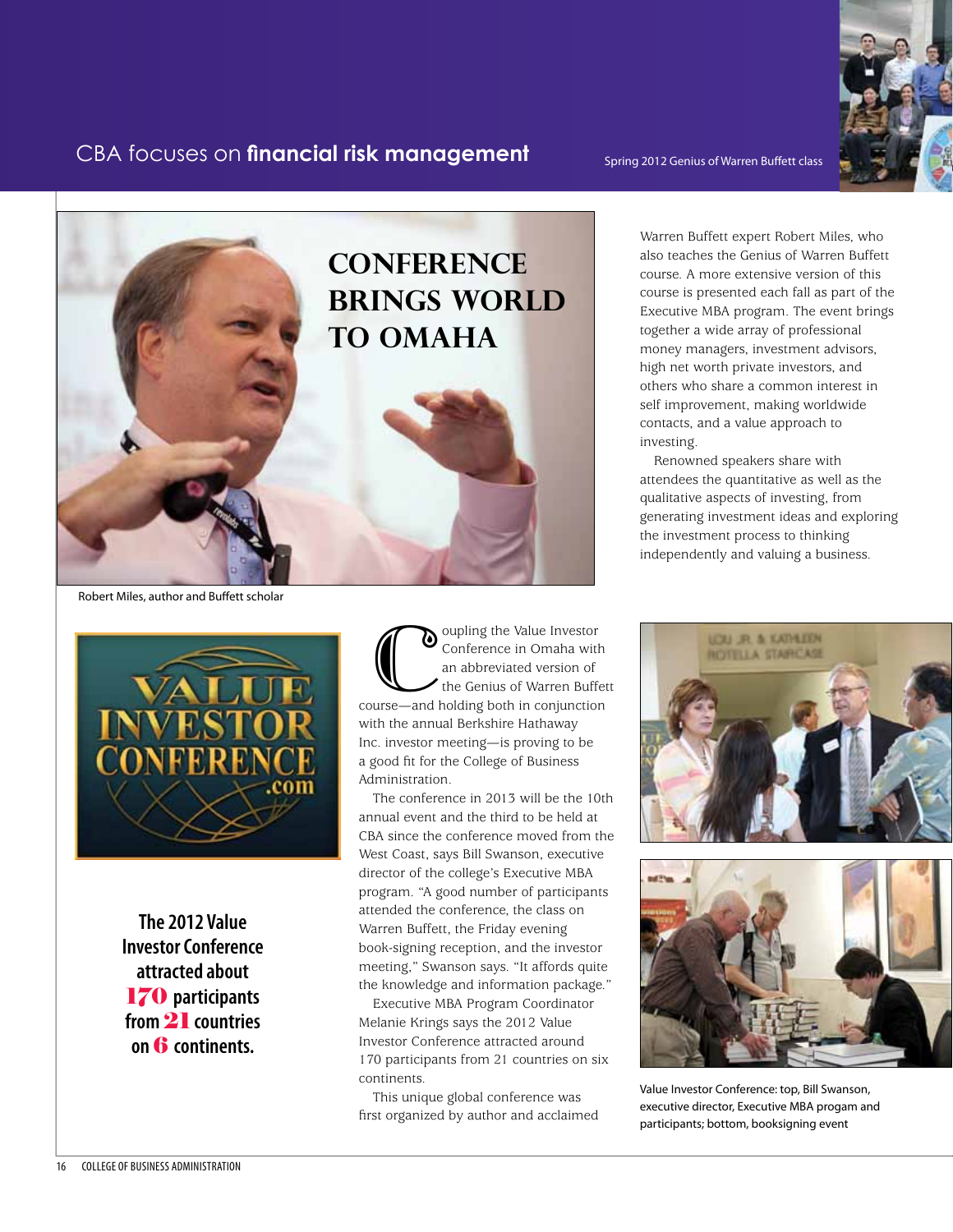# CBA focuses on **financial risk management**

Spring 2012 Genius of Warren Buffett class

## CONFERENCE BRINGS WORLD TO OMAHA

Robert Miles, author and Buffett scholar

**The 2012 Value Investor Conference attracted about 170 participants from 21 countries on 6 continents.**

Coupling the Value Investor Conference in Omaha with an abbreviated version of the Genius of Warren Buffett course—and holding both in conjunction with the annual Berkshire Hathaway Inc. investor meeting—is proving to be a good fit for the College of Business Administration.

The conference in 2013 will be the 10th annual event and the third to be held at CBA since the conference moved from the West Coast, says Bill Swanson, executive director of the college's Executive MBA program. "A good number of participants attended the conference, the class on Warren Buffett, the Friday evening book-signing reception, and the investor meeting," Swanson says. "It affords quite the knowledge and information package."

Executive MBA Program Coordinator Melanie Krings says the 2012 Value Investor Conference attracted around 170 participants from 21 countries on six continents.

This unique global conference was first organized by author and acclaimed Warren Buffett expert Robert Miles, who also teaches the Genius of Warren Buffett course. A more extensive version of this course is presented each fall as part of the Executive MBA program. The event brings together a wide array of professional money managers, investment advisors, high net worth private investors, and others who share a common interest in self improvement, making worldwide contacts, and a value approach to investing.

Renowned speakers share with attendees the quantitative as well as the qualitative aspects of investing, from generating investment ideas and exploring the investment process to thinking independently and valuing a business.

Value Investor Conference: top, Bill Swanson, executive director, Executive MBA progam and participants; bottom, booksigning event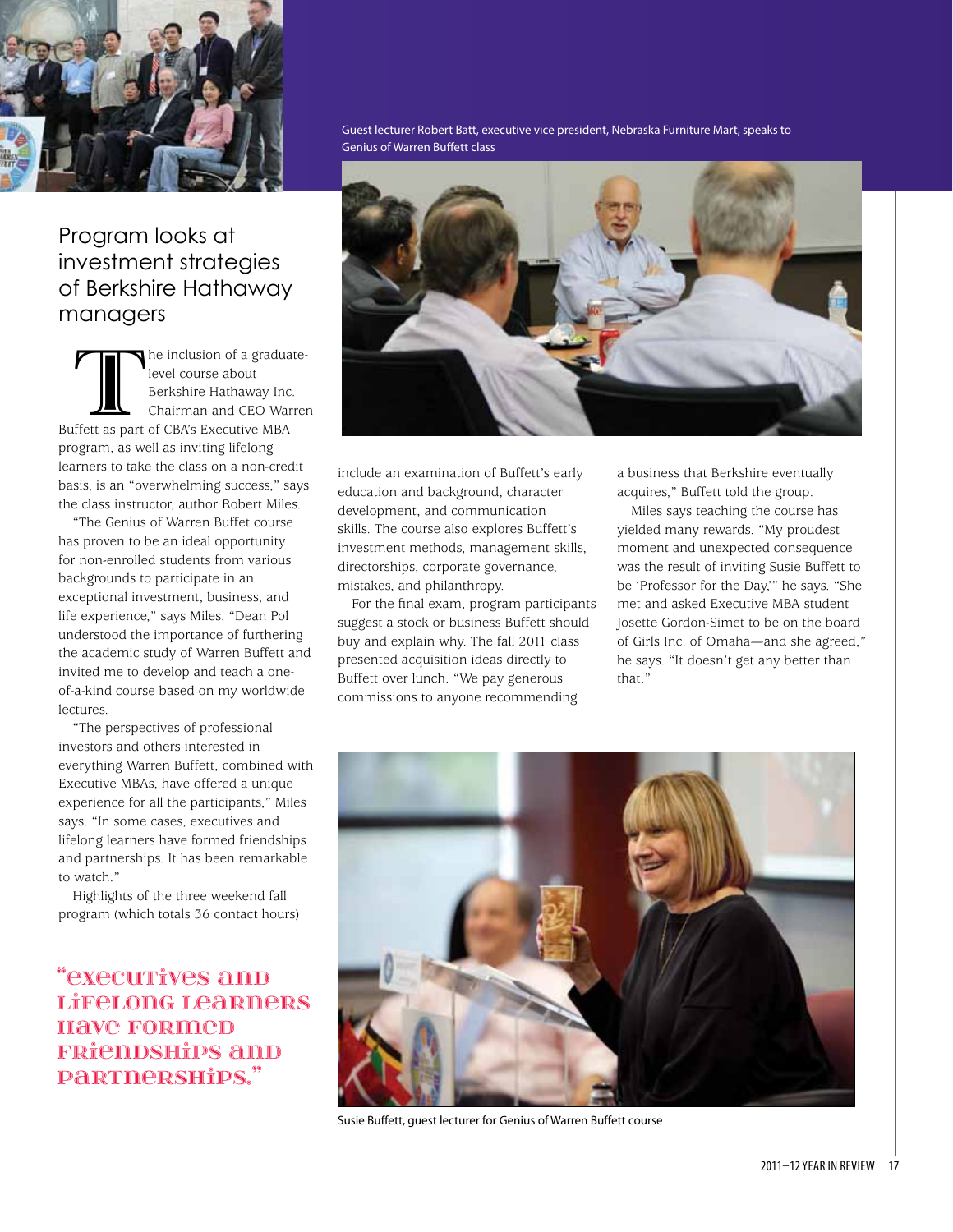Guest lecturer Robert Batt, executive vice president, Nebraska Furniture Mart, speaks to Genius of Warren Buffett class

## Program looks at investment strategies of Berkshire Hathaway managers

The inclusion of a graduate-level course about Berkshire Hathaway Inc. Chairman and CEO Warren Buffett as part of CBA's Executive MBA program, as well as inviting lifelong learners to take the class on a non-credit basis, is an "overwhelming success," says the class instructor, author Robert Miles.

"The Genius of Warren Buffet course has proven to be an ideal opportunity for non-enrolled students from various backgrounds to participate in an exceptional investment, business, and life experience," says Miles. "Dean Pol understood the importance of furthering the academic study of Warren Buffett and invited me to develop and teach a one-of-a-kind course based on my worldwide lectures.

"The perspectives of professional investors and others interested in everything Warren Buffett, combined with Executive MBAs, have offered a unique experience for all the participants," Miles says. "In some cases, executives and lifelong learners have formed friendships and partnerships. It has been remarkable to watch."

Highlights of the three weekend fall program (which totals 36 contact hours) include an examination of Buffett's early education and background, character development, and communication skills. The course also explores Buffett's investment methods, management skills, directorships, corporate governance, mistakes, and philanthropy.

For the final exam, program participants suggest a stock or business Buffett should buy and explain why. The fall 2011 class presented acquisition ideas directly to Buffett over lunch. "We pay generous commissions to anyone recommending a business that Berkshire eventually acquires," Buffett told the group.

Miles says teaching the course has yielded many rewards. "My proudest moment and unexpected consequence was the result of inviting Susie Buffett to be 'Professor for the Day,'" he says. "She met and asked Executive MBA student Josette Gordon-Simet to be on the board of Girls Inc. of Omaha—and she agreed," he says. "It doesn't get any better than that."

**"Executives and lifelong learners have formed friendships and partnerships."**

Susie Buffett, guest lecturer for Genius of Warren Buffett course